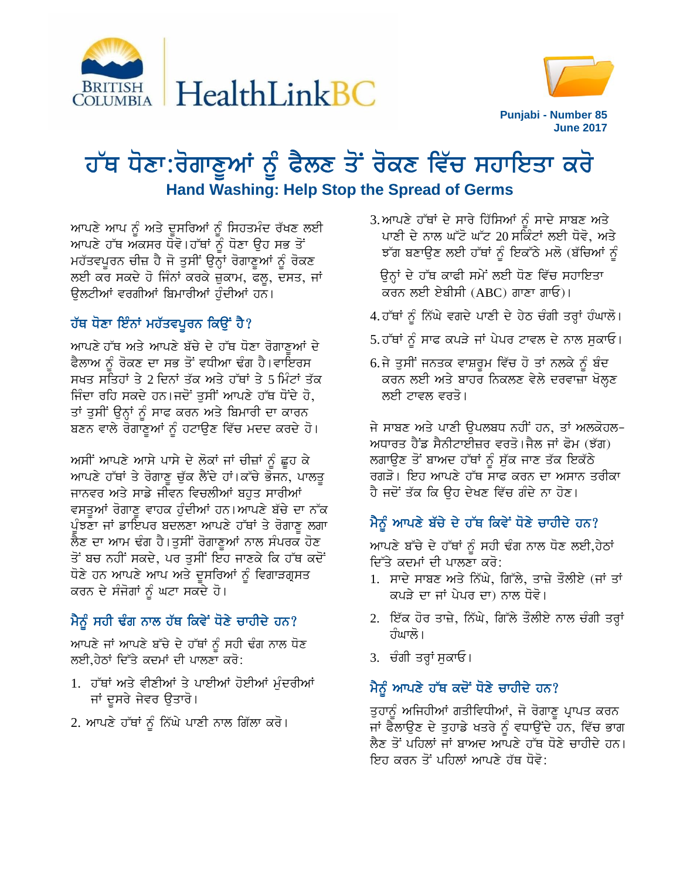Punjabi - Number 85
June 2017

# ਹੱਥ ਧੋਣਾ:ਰੋਗਾਣੂਆਂ ਨੂੰ ਫੈਲਣ ਤੋਂ ਰੋਕਣ ਵਿੱਚ ਸਹਾਇਤਾ ਕਰੋ

**Hand Washing: Help Stop the Spread of Germs**

ਆਪਣੇ ਆਪ ਨੂੰ ਅਤੇ ਦੂਸਰਿਆਂ ਨੂੰ ਸਿਹਤਮੰਦ ਰੱਖਣ ਲਈ ਆਪਣੇ ਹੱਥ ਅਕਸਰ ਧੋਵੋ।ਹੱਥਾਂ ਨੂੰ ਧੋਣਾ ਉਹ ਸਭ ਤੋਂ ਮਹੱਤਵਪੂਰਨ ਚੀਜ਼ ਹੈ ਜੋ ਤੁਸੀਂ ਉਨ੍ਹਾਂ ਰੋਗਾਣੂਆਂ ਨੂੰ ਰੋਕਣ ਲਈ ਕਰ ਸਕਦੇ ਹੋ ਜਿੰਨਾਂ ਕਰਕੇ ਜ਼ੁਕਾਮ, ਫਲੂ, ਦਸਤ, ਜਾਂ ਉਲਟੀਆਂ ਵਰਗੀਆਂ ਬਿਮਾਰੀਆਂ ਹੁੰਦੀਆਂ ਹਨ।

## ਹੱਥ ਧੋਣਾ ਇੰਨਾਂ ਮਹੱਤਵਪੂਰਨ ਕਿਉਂ ਹੈ?

ਆਪਣੇ ਹੱਥ ਅਤੇ ਆਪਣੇ ਬੱਚੇ ਦੇ ਹੱਥ ਧੋਣਾ ਰੋਗਾਣੂਆਂ ਦੇ ਫੈਲਾਅ ਨੂੰ ਰੋਕਣ ਦਾ ਸਭ ਤੋਂ ਵਧੀਆ ਢੰਗ ਹੈ।ਵਾਇਰਸ ਸਖਤ ਸਤਿਹਾਂ ਤੇ 2 ਦਿਨਾਂ ਤੱਕ ਅਤੇ ਹੱਥਾਂ ਤੇ 5 ਮਿੰਟਾਂ ਤੱਕ ਜਿੰਦਾ ਰਹਿ ਸਕਦੇ ਹਨ।ਜਦੋਂ ਤੁਸੀਂ ਆਪਣੇ ਹੱਥ ਧੋਂਦੇ ਹੋ, ਤਾਂ ਤੁਸੀਂ ਉਨ੍ਹਾਂ ਨੂੰ ਸਾਫ ਕਰਨ ਅਤੇ ਬਿਮਾਰੀ ਦਾ ਕਾਰਨ ਬਣਨ ਵਾਲੇ ਰੋਗਾਣੂਆਂ ਨੂੰ ਹਟਾਉਣ ਵਿੱਚ ਮਦਦ ਕਰਦੇ ਹੋ।

ਅਸੀਂ ਆਪਣੇ ਆਸੇ ਪਾਸੇ ਦੇ ਲੋਕਾਂ ਜਾਂ ਚੀਜ਼ਾਂ ਨੂੰ ਛੂਹ ਕੇ ਆਪਣੇ ਹੱਥਾਂ ਤੇ ਰੋਗਾਣੂ ਚੁੱਕ ਲੈਂਦੇ ਹਾਂ।ਕੱਚੇ ਭੋਜਨ, ਪਾਲਤੂ ਜਾਨਵਰ ਅਤੇ ਸਾਡੇ ਜੀਵਨ ਵਿਚਲੀਆਂ ਬਹੁਤ ਸਾਰੀਆਂ ਵਸਤੂਆਂ ਰੋਗਾਣੂ ਵਾਹਕ ਹੁੰਦੀਆਂ ਹਨ।ਆਪਣੇ ਬੱਚੇ ਦਾ ਨੱਕ ਪੂੰਝਣਾ ਜਾਂ ਡਾਇਪਰ ਬਦਲਣਾ ਆਪਣੇ ਹੱਥਾਂ ਤੇ ਰੋਗਾਣੂ ਲਗਾ ਲੈਣ ਦਾ ਆਮ ਢੰਗ ਹੈ।ਤੁਸੀਂ ਰੋਗਾਣੂਆਂ ਨਾਲ ਸੰਪਰਕ ਹੋਣ ਤੋਂ ਬਚ ਨਹੀਂ ਸਕਦੇ, ਪਰ ਤੁਸੀਂ ਇਹ ਜਾਣਕੇ ਕਿ ਹੱਥ ਕਦੋਂ ਧੋਣੇ ਹਨ ਆਪਣੇ ਆਪ ਅਤੇ ਦੂਸਰਿਆਂ ਨੂੰ ਵਿਗਾੜਗ੍ਰਸਤ ਕਰਨ ਦੇ ਸੰਜੋਗਾਂ ਨੂੰ ਘਟਾ ਸਕਦੇ ਹੋ।

## ਮੈਨੂੰ ਸਹੀ ਢੰਗ ਨਾਲ ਹੱਥ ਕਿਵੇਂ ਧੋਣੇ ਚਾਹੀਦੇ ਹਨ?

ਆਪਣੇ ਜਾਂ ਆਪਣੇ ਬੱਚੇ ਦੇ ਹੱਥਾਂ ਨੂੰ ਸਹੀ ਢੰਗ ਨਾਲ ਧੋਣ ਲਈ,ਹੇਠਾਂ ਦਿੱਤੇ ਕਦਮਾਂ ਦੀ ਪਾਲਣਾ ਕਰੋ:

1. ਹੱਥਾਂ ਅਤੇ ਵੀਣੀਆਂ ਤੇ ਪਾਈਆਂ ਹੋਈਆਂ ਮੁੰਦਰੀਆਂ ਜਾਂ ਦੂਸਰੇ ਜੇਵਰ ਉਤਾਰੋ।
2. ਆਪਣੇ ਹੱਥਾਂ ਨੂੰ ਨਿੱਘੇ ਪਾਣੀ ਨਾਲ ਗਿੱਲਾ ਕਰੋ।
3. ਆਪਣੇ ਹੱਥਾਂ ਦੇ ਸਾਰੇ ਹਿੱਸਿਆਂ ਨੂੰ ਸਾਦੇ ਸਾਬਣ ਅਤੇ ਪਾਣੀ ਦੇ ਨਾਲ ਘੱਟੋ ਘੱਟ 20 ਸਕਿੰਟਾਂ ਲਈ ਧੋਵੋ, ਅਤੇ ਝੱਗ ਬਣਾਉਣ ਲਈ ਹੱਥਾਂ ਨੂੰ ਇਕੱਠੇ ਮਲੋ (ਬੱਚਿਆਂ ਨੂੰ ਉਨ੍ਹਾਂ ਦੇ ਹੱਥ ਕਾਫੀ ਸਮੇਂ ਲਈ ਧੋਣ ਵਿੱਚ ਸਹਾਇਤਾ ਕਰਨ ਲਈ ਏਬੀਸੀ (ABC) ਗਾਣਾ ਗਾਓ)।
4. ਹੱਥਾਂ ਨੂੰ ਨਿੱਘੇ ਵਗਦੇ ਪਾਣੀ ਦੇ ਹੇਠ ਚੰਗੀ ਤਰ੍ਹਾਂ ਹੰਘਾਲੋ।
5. ਹੱਥਾਂ ਨੂੰ ਸਾਫ ਕਪੜੇ ਜਾਂ ਪੇਪਰ ਟਾਵਲ ਦੇ ਨਾਲ ਸੁਕਾਓ।
6. ਜੇ ਤੁਸੀਂ ਜਨਤਕ ਵਾਸ਼ਰੂਮ ਵਿੱਚ ਹੋ ਤਾਂ ਨਲਕੇ ਨੂੰ ਬੰਦ ਕਰਨ ਲਈ ਅਤੇ ਬਾਹਰ ਨਿਕਲਣ ਵੇਲੇ ਦਰਵਾਜ਼ਾ ਖੋਲ੍ਹਣ ਲਈ ਟਾਵਲ ਵਰਤੋ।

ਜੇ ਸਾਬਣ ਅਤੇ ਪਾਣੀ ਉਪਲਬਧ ਨਹੀਂ ਹਨ, ਤਾਂ ਅਲਕੋਹਲ-ਅਧਾਰਤ ਹੈਂਡ ਸੈਨੀਟਾਈਜ਼ਰ ਵਰਤੋ।ਜੈਲ ਜਾਂ ਫੋਮ (ਝੱਗ) ਲਗਾਉਣ ਤੋਂ ਬਾਅਦ ਹੱਥਾਂ ਨੂੰ ਸੁੱਕ ਜਾਣ ਤੱਕ ਇਕੱਠੇ ਰਗੜੋ। ਇਹ ਆਪਣੇ ਹੱਥ ਸਾਫ ਕਰਨ ਦਾ ਅਸਾਨ ਤਰੀਕਾ ਹੈ ਜਦੋਂ ਤੱਕ ਕਿ ਉਹ ਦੇਖਣ ਵਿੱਚ ਗੰਦੇ ਨਾ ਹੋਣ।

## ਮੈਨੂੰ ਆਪਣੇ ਬੱਚੇ ਦੇ ਹੱਥ ਕਿਵੇਂ ਧੋਣੇ ਚਾਹੀਦੇ ਹਨ?

ਆਪਣੇ ਬੱਚੇ ਦੇ ਹੱਥਾਂ ਨੂੰ ਸਹੀ ਢੰਗ ਨਾਲ ਧੋਣ ਲਈ,ਹੇਠਾਂ ਦਿੱਤੇ ਕਦਮਾਂ ਦੀ ਪਾਲਣਾ ਕਰੋ:

1. ਸਾਦੇ ਸਾਬਣ ਅਤੇ ਨਿੱਘੇ, ਗਿੱਲੇ, ਤਾਜ਼ੇ ਤੌਲੀਏ (ਜਾਂ ਤਾਂ ਕਪੜੇ ਦਾ ਜਾਂ ਪੇਪਰ ਦਾ) ਨਾਲ ਧੋਵੋ।
2. ਇੱਕ ਹੋਰ ਤਾਜ਼ੇ, ਨਿੱਘੇ, ਗਿੱਲੇ ਤੌਲੀਏ ਨਾਲ ਚੰਗੀ ਤਰ੍ਹਾਂ ਹੰਘਾਲੋ।
3. ਚੰਗੀ ਤਰ੍ਹਾਂ ਸੁਕਾਓ।

## ਮੈਨੂੰ ਆਪਣੇ ਹੱਥ ਕਦੋਂ ਧੋਣੇ ਚਾਹੀਦੇ ਹਨ?

ਤੁਹਾਨੂੰ ਅਜਿਹੀਆਂ ਗਤੀਵਿਧੀਆਂ, ਜੋ ਰੋਗਾਣੂ ਪ੍ਰਾਪਤ ਕਰਨ ਜਾਂ ਫੈਲਾਉਣ ਦੇ ਤੁਹਾਡੇ ਖਤਰੇ ਨੂੰ ਵਧਾਉਂਦੇ ਹਨ, ਵਿੱਚ ਭਾਗ ਲੈਣ ਤੋਂ ਪਹਿਲਾਂ ਜਾਂ ਬਾਅਦ ਆਪਣੇ ਹੱਥ ਧੋਣੇ ਚਾਹੀਦੇ ਹਨ। ਇਹ ਕਰਨ ਤੋਂ ਪਹਿਲਾਂ ਆਪਣੇ ਹੱਥ ਧੋਵੋ: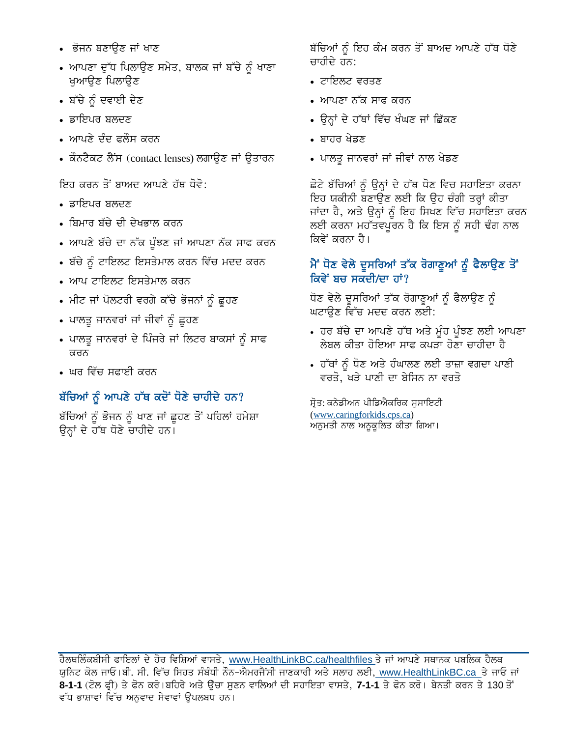- ਭੋਜਨ ਬਣਾਉਣ ਜਾਂ ਖਾਣ
- ਆਪਣਾ ਦੁੱਧ ਪਿਲਾਉਣ ਸਮੇਤ, ਬਾਲਕ ਜਾਂ ਬੱਚੇ ਨੂੰ ਖਾਣਾ ਖੁਆਉਣ ਪਿਲਾਉਣ
- ਬੱਚੇ ਨੂੰ ਦਵਾਈ ਦੇਣ
- ਡਾਇਪਰ ਬਲਦਣ
- ਆਪਣੇ ਦੰਦ ਫਲੌਸ ਕਰਨ
- ਕੌਨਟੈਕਟ ਲੈਂਸ (contact lenses) ਲਗਾਉਣ ਜਾਂ ਉਤਾਰਨ

ਇਹ ਕਰਨ ਤੋਂ ਬਾਅਦ ਆਪਣੇ ਹੱਥ ਧੋਵੋ:

- ਡਾਇਪਰ ਬਲਦਣ
- ਬਿਮਾਰ ਬੱਚੇ ਦੀ ਦੇਖਭਾਲ ਕਰਨ
- ਆਪਣੇ ਬੱਚੇ ਦਾ ਨੱਕ ਪੂੰਝਣ ਜਾਂ ਆਪਣਾ ਨੱਕ ਸਾਫ ਕਰਨ
- ਬੱਚੇ ਨੂੰ ਟਾਇਲਟ ਇਸਤੇਮਾਲ ਕਰਨ ਵਿੱਚ ਮਦਦ ਕਰਨ
- ਆਪ ਟਾਇਲਟ ਇਸਤੇਮਾਲ ਕਰਨ
- ਮੀਟ ਜਾਂ ਪੋਲਟਰੀ ਵਰਗੇ ਕੱਚੇ ਭੋਜਨਾਂ ਨੂੰ ਛੂਹਣ
- ਪਾਲਤੂ ਜਾਨਵਰਾਂ ਜਾਂ ਜੀਵਾਂ ਨੂੰ ਛੂਹਣ
- ਪਾਲਤੂ ਜਾਨਵਰਾਂ ਦੇ ਪਿੰਜਰੇ ਜਾਂ ਲਿਟਰ ਬਾਕਸਾਂ ਨੂੰ ਸਾਫ ਕਰਨ
- ਘਰ ਵਿੱਚ ਸਫਾਈ ਕਰਨ

## ਬੱਚਿਆਂ ਨੂੰ ਆਪਣੇ ਹੱਥ ਕਦੋਂ ਧੋਣੇ ਚਾਹੀਦੇ ਹਨ?

ਬੱਚਿਆਂ ਨੂੰ ਭੋਜਨ ਨੂੰ ਖਾਣ ਜਾਂ ਛੂਹਣ ਤੋਂ ਪਹਿਲਾਂ ਹਮੇਸ਼ਾ ਉਨ੍ਹਾਂ ਦੇ ਹੱਥ ਧੋਣੇ ਚਾਹੀਦੇ ਹਨ।

ਬੱਚਿਆਂ ਨੂੰ ਇਹ ਕੰਮ ਕਰਨ ਤੋਂ ਬਾਅਦ ਆਪਣੇ ਹੱਥ ਧੋਣੇ ਚਾਹੀਦੇ ਹਨ:

- ਟਾਇਲਟ ਵਰਤਣ
- ਆਪਣਾ ਨੱਕ ਸਾਫ ਕਰਨ
- ਉਨ੍ਹਾਂ ਦੇ ਹੱਥਾਂ ਵਿੱਚ ਖੰਘਣ ਜਾਂ ਛਿੱਕਣ
- ਬਾਹਰ ਖੇਡਣ
- ਪਾਲਤੂ ਜਾਨਵਰਾਂ ਜਾਂ ਜੀਵਾਂ ਨਾਲ ਖੇਡਣ

ਛੋਟੇ ਬੱਚਿਆਂ ਨੂੰ ਉਨ੍ਹਾਂ ਦੇ ਹੱਥ ਧੋਣ ਵਿਚ ਸਹਾਇਤਾ ਕਰਨਾ ਇਹ ਯਕੀਨੀ ਬਣਾਉਣ ਲਈ ਕਿ ਉਹ ਚੰਗੀ ਤਰ੍ਹਾਂ ਕੀਤਾ ਜਾਂਦਾ ਹੈ, ਅਤੇ ਉਨ੍ਹਾਂ ਨੂੰ ਇਹ ਸਿਖਣ ਵਿੱਚ ਸਹਾਇਤਾ ਕਰਨ ਲਈ ਕਰਨਾ ਮਹੱਤਵਪੂਰਨ ਹੈ ਕਿ ਇਸ ਨੂੰ ਸਹੀ ਢੰਗ ਨਾਲ ਕਿਵੇਂ ਕਰਨਾ ਹੈ।

## ਮੈਂ ਧੋਣ ਵੇਲੇ ਦੂਸਰਿਆਂ ਤੱਕ ਰੋਗਾਣੂਆਂ ਨੂੰ ਫੈਲਾਉਣ ਤੋਂ ਕਿਵੇਂ ਬਚ ਸਕਦੀ/ਦਾ ਹਾਂ?

ਧੋਣ ਵੇਲੇ ਦੂਸਰਿਆਂ ਤੱਕ ਰੋਗਾਣੂਆਂ ਨੂੰ ਫੈਲਾਉਣ ਨੂੰ ਘਟਾਉਣ ਵਿੱਚ ਮਦਦ ਕਰਨ ਲਈ:

- ਹਰ ਬੱਚੇ ਦਾ ਆਪਣੇ ਹੱਥ ਅਤੇ ਮੂੰਹ ਪੂੰਝਣ ਲਈ ਆਪਣਾ ਲੇਬਲ ਕੀਤਾ ਹੋਇਆ ਸਾਫ ਕਪੜਾ ਹੋਣਾ ਚਾਹੀਦਾ ਹੈ
- ਹੱਥਾਂ ਨੂੰ ਧੋਣ ਅਤੇ ਹੰਘਾਲਣ ਲਈ ਤਾਜ਼ਾ ਵਗਦਾ ਪਾਣੀ ਵਰਤੋ, ਖੜੇ ਪਾਣੀ ਦਾ ਬੇਸਿਨ ਨਾ ਵਰਤੋ

ਸ੍ਰੋਤ: ਕਨੇਡੀਅਨ ਪੀਡਿਐਕਰਿਕ ਸੁਸਾਇਟੀ (www.caringforkids.cps.ca)
ਅਨੁਮਤੀ ਨਾਲ ਅਨੁਕੂਲਿਤ ਕੀਤਾ ਗਿਆ।

ਹੈਲਥਲਿੰਕਬੀਸੀ ਫਾਇਲਾਂ ਦੇ ਹੋਰ ਵਿਸ਼ਿਆਂ ਵਾਸਤੇ, www.HealthLinkBC.ca/healthfiles ਤੇ ਜਾਂ ਆਪਣੇ ਸਥਾਨਕ ਪਬਲਿਕ ਹੈਲਥ ਯੂਨਿਟ ਕੋਲ ਜਾਓ।ਬੀ. ਸੀ. ਵਿੱਚ ਸਿਹਤ ਸੰਬੰਧੀ ਨੌਨ-ਐਮਰਜੈਂਸੀ ਜਾਣਕਾਰੀ ਅਤੇ ਸਲਾਹ ਲਈ, www.HealthLinkBC.ca ਤੇ ਜਾਓ ਜਾਂ **8-1-1** (ਟੋਲ ਫ੍ਰੀ) ਤੇ ਫੋਨ ਕਰੋ।ਬਹਿਰੇ ਅਤੇ ਉੱਚਾ ਸੁਣਨ ਵਾਲਿਆਂ ਦੀ ਸਹਾਇਤਾ ਵਾਸਤੇ, **7-1-1** ਤੇ ਫੋਨ ਕਰੋ। ਬੇਨਤੀ ਕਰਨ ਤੇ 130 ਤੋਂ ਵੱਧ ਭਾਸ਼ਾਵਾਂ ਵਿੱਚ ਅਨੁਵਾਦ ਸੇਵਾਵਾਂ ਉਪਲਬਧ ਹਨ।